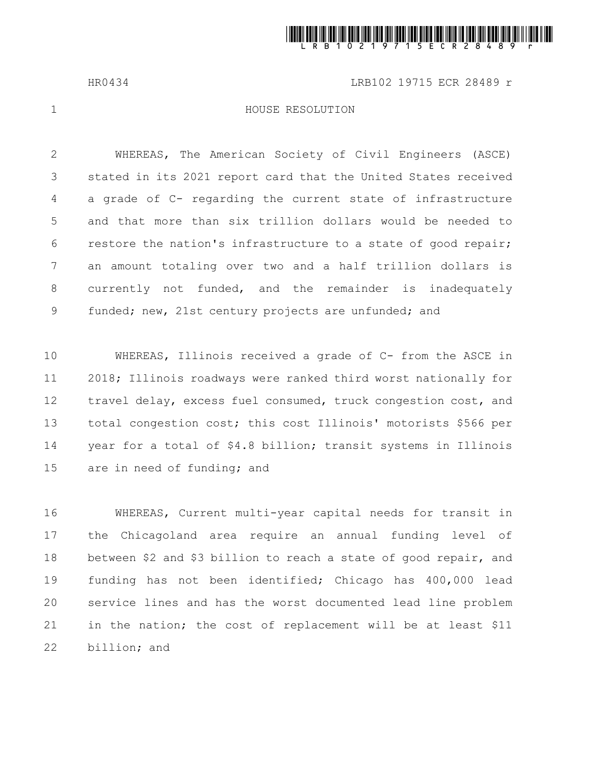# HOUSE RESOLUTION

WHEREAS, The American Society of Civil Engineers (ASCE) stated in its 2021 report card that the United States received a grade of C- regarding the current state of infrastructure and that more than six trillion dollars would be needed to restore the nation's infrastructure to a state of good repair; an amount totaling over two and a half trillion dollars is currently not funded, and the remainder is inadequately funded; new, 21st century projects are unfunded; and

WHEREAS, Illinois received a grade of C- from the ASCE in 2018; Illinois roadways were ranked third worst nationally for travel delay, excess fuel consumed, truck congestion cost, and total congestion cost; this cost Illinois' motorists $566 per year for a total of $4.8 billion; transit systems in Illinois are in need of funding; and

WHEREAS, Current multi-year capital needs for transit in the Chicagoland area require an annual funding level of between $2 and $3 billion to reach a state of good repair, and funding has not been identified; Chicago has 400,000 lead service lines and has the worst documented lead line problem in the nation; the cost of replacement will be at least $11 billion; and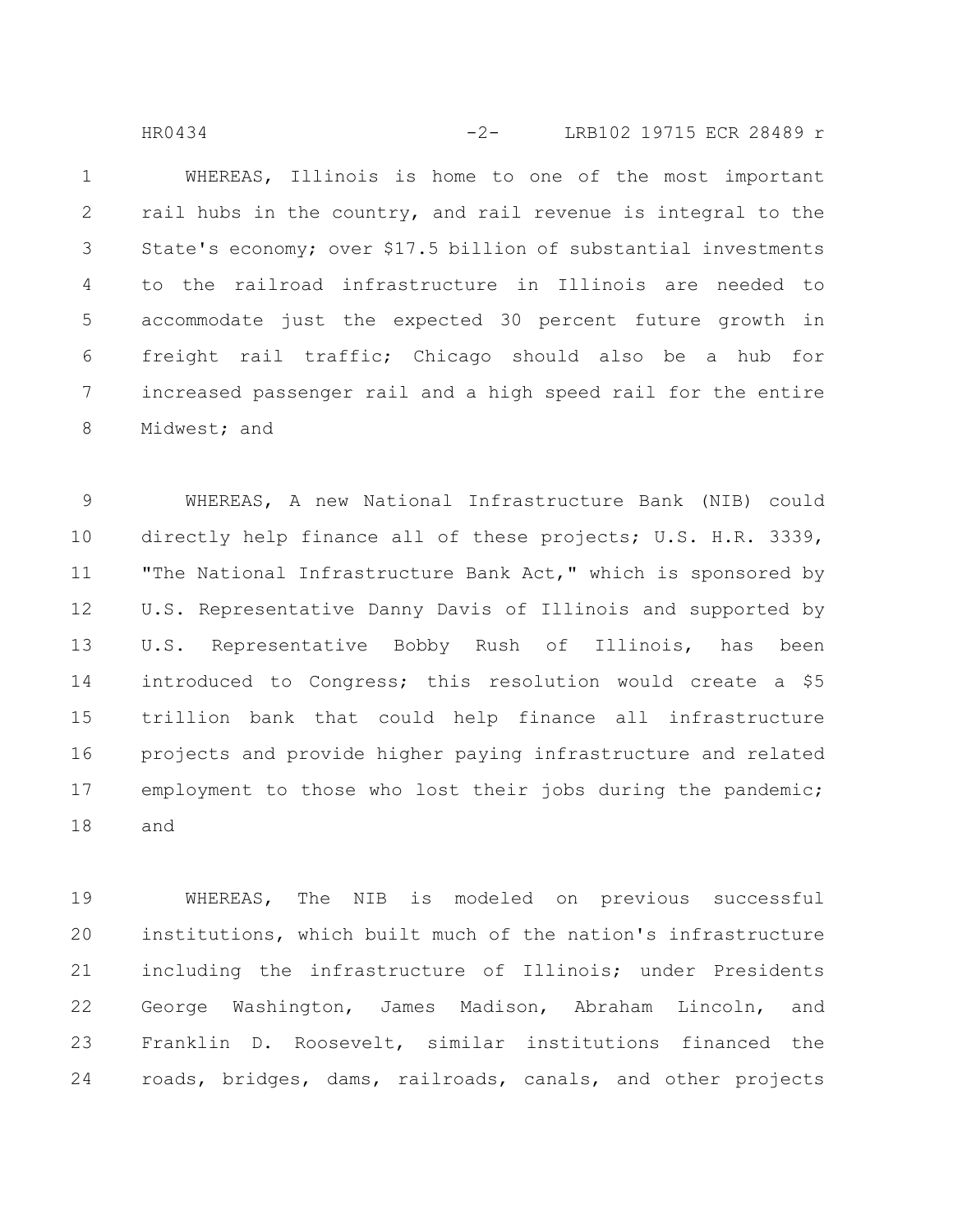WHEREAS, Illinois is home to one of the most important rail hubs in the country, and rail revenue is integral to the State's economy; over $17.5 billion of substantial investments to the railroad infrastructure in Illinois are needed to accommodate just the expected 30 percent future growth in freight rail traffic; Chicago should also be a hub for increased passenger rail and a high speed rail for the entire Midwest; and

WHEREAS, A new National Infrastructure Bank (NIB) could directly help finance all of these projects; U.S. H.R. 3339, "The National Infrastructure Bank Act," which is sponsored by U.S. Representative Danny Davis of Illinois and supported by U.S. Representative Bobby Rush of Illinois, has been introduced to Congress; this resolution would create a $5 trillion bank that could help finance all infrastructure projects and provide higher paying infrastructure and related employment to those who lost their jobs during the pandemic; and

WHEREAS, The NIB is modeled on previous successful institutions, which built much of the nation's infrastructure including the infrastructure of Illinois; under Presidents George Washington, James Madison, Abraham Lincoln, and Franklin D. Roosevelt, similar institutions financed the roads, bridges, dams, railroads, canals, and other projects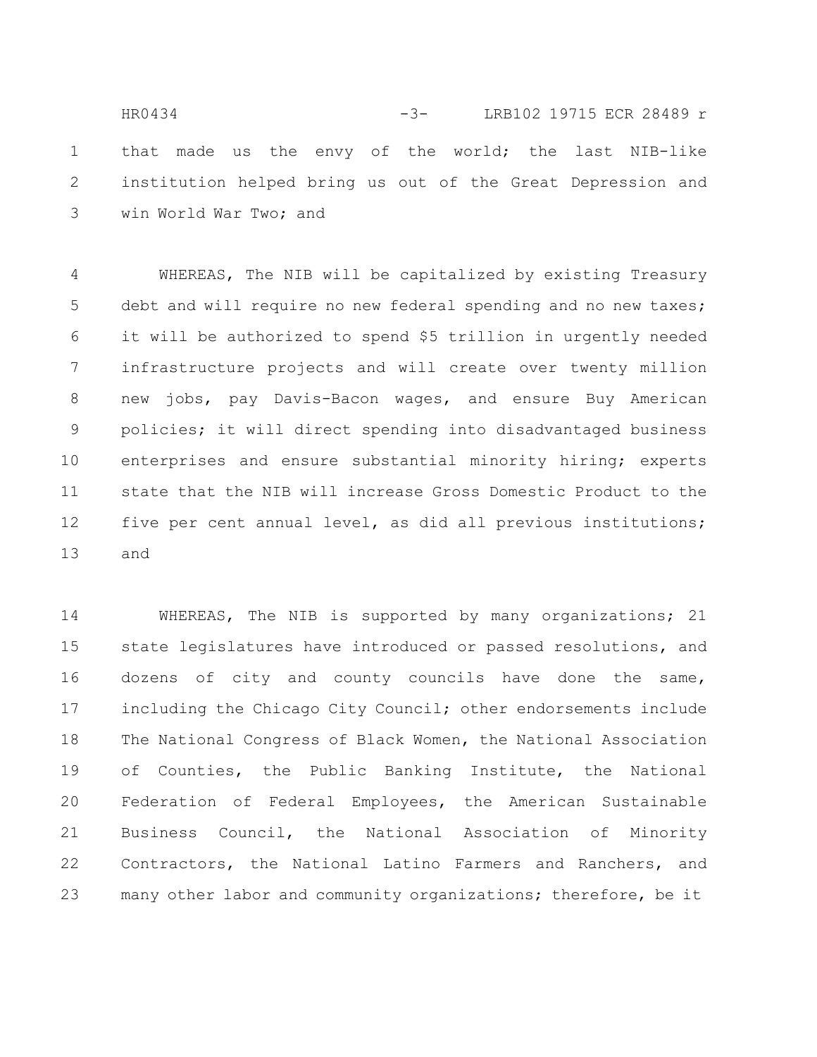that made us the envy of the world; the last NIB-like institution helped bring us out of the Great Depression and win World War Two; and

WHEREAS, The NIB will be capitalized by existing Treasury debt and will require no new federal spending and no new taxes; it will be authorized to spend $5 trillion in urgently needed infrastructure projects and will create over twenty million new jobs, pay Davis-Bacon wages, and ensure Buy American policies; it will direct spending into disadvantaged business enterprises and ensure substantial minority hiring; experts state that the NIB will increase Gross Domestic Product to the five per cent annual level, as did all previous institutions; and

WHEREAS, The NIB is supported by many organizations; 21 state legislatures have introduced or passed resolutions, and dozens of city and county councils have done the same, including the Chicago City Council; other endorsements include The National Congress of Black Women, the National Association of Counties, the Public Banking Institute, the National Federation of Federal Employees, the American Sustainable Business Council, the National Association of Minority Contractors, the National Latino Farmers and Ranchers, and many other labor and community organizations; therefore, be it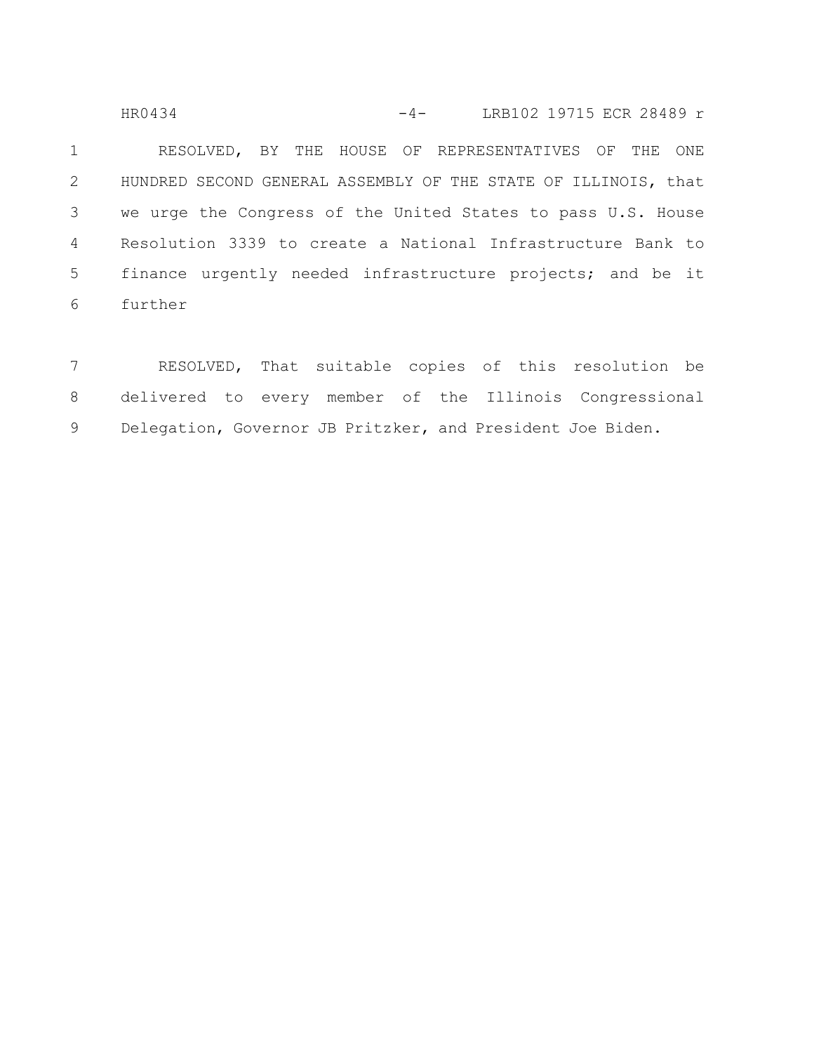RESOLVED, BY THE HOUSE OF REPRESENTATIVES OF THE ONE HUNDRED SECOND GENERAL ASSEMBLY OF THE STATE OF ILLINOIS, that we urge the Congress of the United States to pass U.S. House Resolution 3339 to create a National Infrastructure Bank to finance urgently needed infrastructure projects; and be it further

RESOLVED, That suitable copies of this resolution be delivered to every member of the Illinois Congressional Delegation, Governor JB Pritzker, and President Joe Biden.